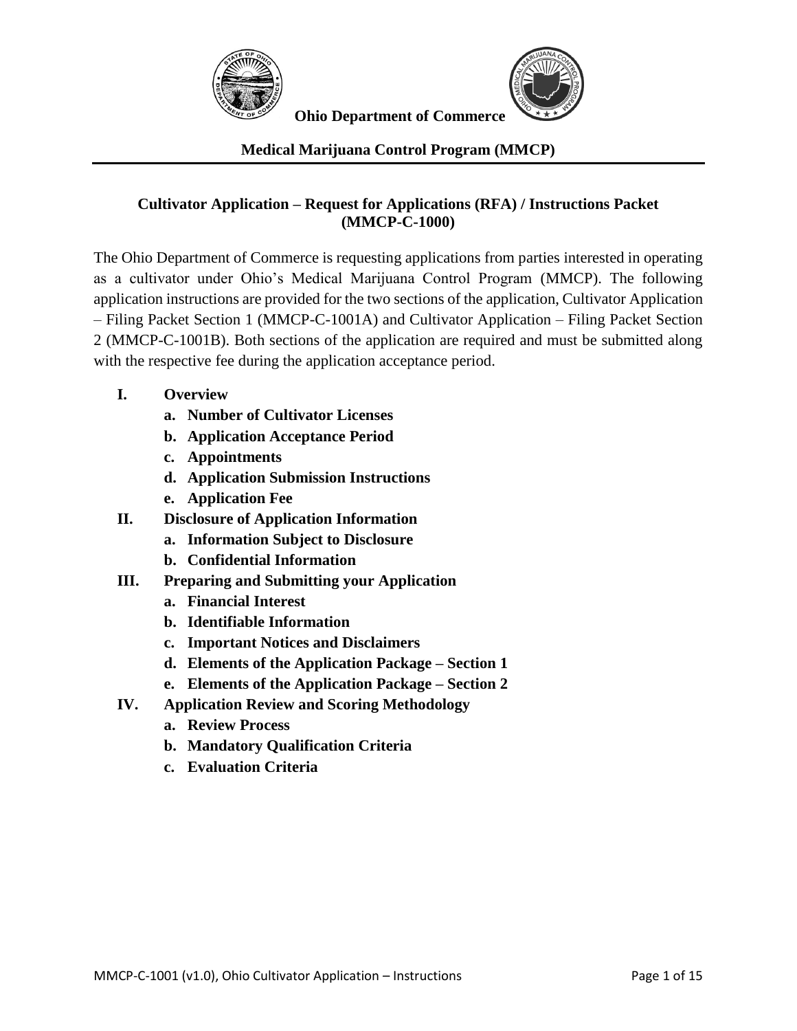**Ohio Department of Commerce**

**Medical Marijuana Control Program (MMCP)**

---

# Cultivator Application – Request for Applications (RFA) / Instructions Packet (MMCP-C-1000)

The Ohio Department of Commerce is requesting applications from parties interested in operating as a cultivator under Ohio's Medical Marijuana Control Program (MMCP). The following application instructions are provided for the two sections of the application, Cultivator Application – Filing Packet Section 1 (MMCP-C-1001A) and Cultivator Application – Filing Packet Section 2 (MMCP-C-1001B). Both sections of the application are required and must be submitted along with the respective fee during the application acceptance period.

- **I. Overview**
  - **a. Number of Cultivator Licenses**
  - **b. Application Acceptance Period**
  - **c. Appointments**
  - **d. Application Submission Instructions**
  - **e. Application Fee**
- **II. Disclosure of Application Information**
  - **a. Information Subject to Disclosure**
  - **b. Confidential Information**
- **III. Preparing and Submitting your Application**
  - **a. Financial Interest**
  - **b. Identifiable Information**
  - **c. Important Notices and Disclaimers**
  - **d. Elements of the Application Package – Section 1**
  - **e. Elements of the Application Package – Section 2**
- **IV. Application Review and Scoring Methodology**
  - **a. Review Process**
  - **b. Mandatory Qualification Criteria**
  - **c. Evaluation Criteria**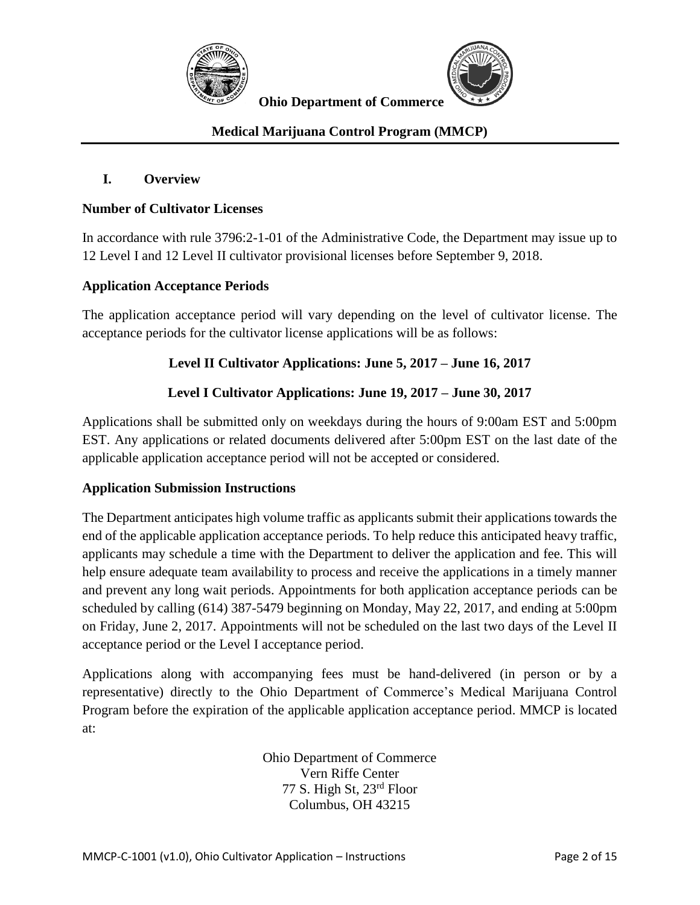**Ohio Department of Commerce**

**Medical Marijuana Control Program (MMCP)**

## I. Overview

### Number of Cultivator Licenses

In accordance with rule 3796:2-1-01 of the Administrative Code, the Department may issue up to 12 Level I and 12 Level II cultivator provisional licenses before September 9, 2018.

### Application Acceptance Periods

The application acceptance period will vary depending on the level of cultivator license. The acceptance periods for the cultivator license applications will be as follows:

**Level II Cultivator Applications: June 5, 2017 – June 16, 2017**

**Level I Cultivator Applications: June 19, 2017 – June 30, 2017**

Applications shall be submitted only on weekdays during the hours of 9:00am EST and 5:00pm EST. Any applications or related documents delivered after 5:00pm EST on the last date of the applicable application acceptance period will not be accepted or considered.

### Application Submission Instructions

The Department anticipates high volume traffic as applicants submit their applications towards the end of the applicable application acceptance periods. To help reduce this anticipated heavy traffic, applicants may schedule a time with the Department to deliver the application and fee. This will help ensure adequate team availability to process and receive the applications in a timely manner and prevent any long wait periods. Appointments for both application acceptance periods can be scheduled by calling (614) 387-5479 beginning on Monday, May 22, 2017, and ending at 5:00pm on Friday, June 2, 2017. Appointments will not be scheduled on the last two days of the Level II acceptance period or the Level I acceptance period.

Applications along with accompanying fees must be hand-delivered (in person or by a representative) directly to the Ohio Department of Commerce's Medical Marijuana Control Program before the expiration of the applicable application acceptance period. MMCP is located at:

Ohio Department of Commerce
Vern Riffe Center
77 S. High St, 23rd Floor
Columbus, OH 43215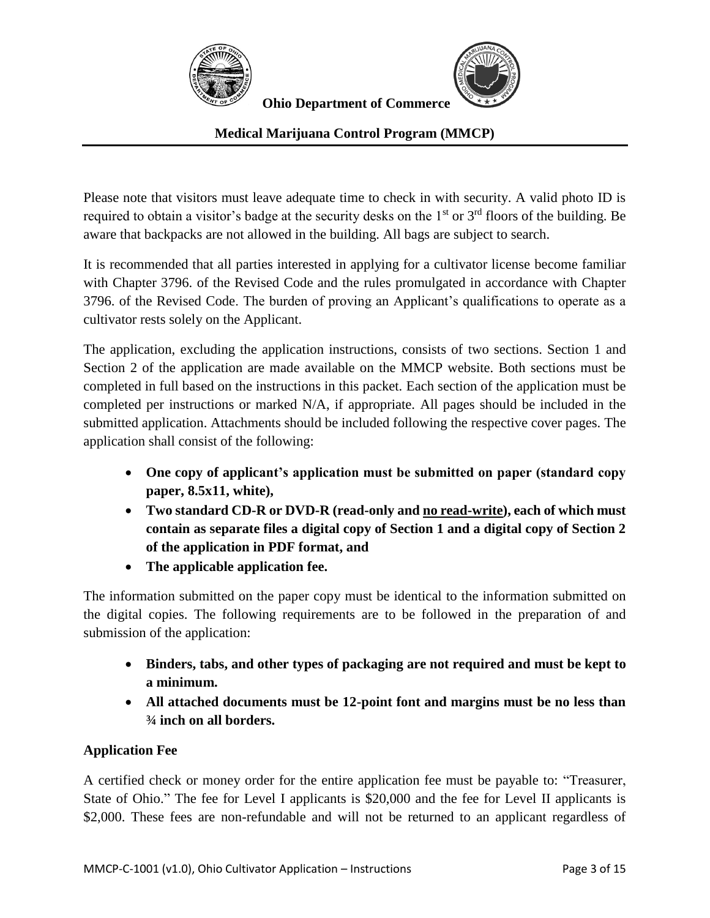Please note that visitors must leave adequate time to check in with security. A valid photo ID is required to obtain a visitor's badge at the security desks on the 1st or 3rd floors of the building. Be aware that backpacks are not allowed in the building. All bags are subject to search.

It is recommended that all parties interested in applying for a cultivator license become familiar with Chapter 3796. of the Revised Code and the rules promulgated in accordance with Chapter 3796. of the Revised Code. The burden of proving an Applicant's qualifications to operate as a cultivator rests solely on the Applicant.

The application, excluding the application instructions, consists of two sections. Section 1 and Section 2 of the application are made available on the MMCP website. Both sections must be completed in full based on the instructions in this packet. Each section of the application must be completed per instructions or marked N/A, if appropriate. All pages should be included in the submitted application. Attachments should be included following the respective cover pages. The application shall consist of the following:

- **One copy of applicant's application must be submitted on paper (standard copy paper, 8.5x11, white),**
- **Two standard CD-R or DVD-R (read-only and <u>no read-write</u>), each of which must contain as separate files a digital copy of Section 1 and a digital copy of Section 2 of the application in PDF format, and**
- **The applicable application fee.**

The information submitted on the paper copy must be identical to the information submitted on the digital copies. The following requirements are to be followed in the preparation of and submission of the application:

- **Binders, tabs, and other types of packaging are not required and must be kept to a minimum.**
- **All attached documents must be 12-point font and margins must be no less than ¾ inch on all borders.**

**Application Fee**

A certified check or money order for the entire application fee must be payable to: "Treasurer, State of Ohio." The fee for Level I applicants is $20,000 and the fee for Level II applicants is $2,000. These fees are non-refundable and will not be returned to an applicant regardless of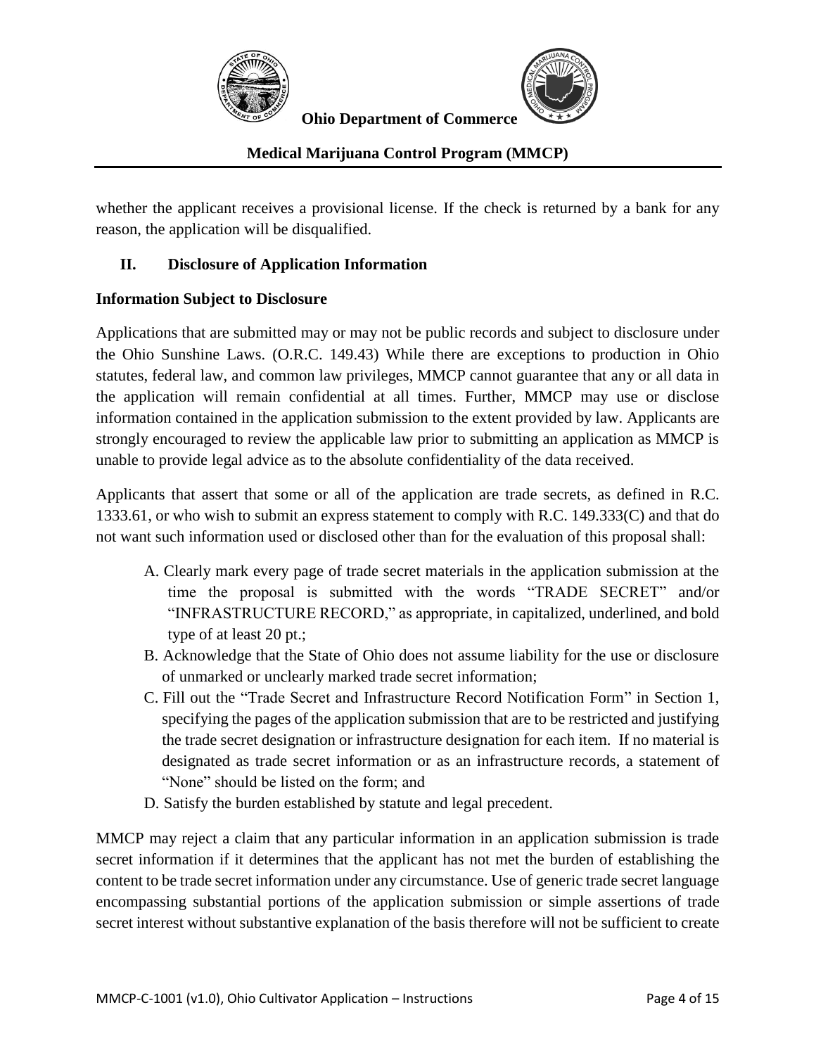whether the applicant receives a provisional license. If the check is returned by a bank for any reason, the application will be disqualified.

## II. Disclosure of Application Information

### Information Subject to Disclosure

Applications that are submitted may or may not be public records and subject to disclosure under the Ohio Sunshine Laws. (O.R.C. 149.43) While there are exceptions to production in Ohio statutes, federal law, and common law privileges, MMCP cannot guarantee that any or all data in the application will remain confidential at all times. Further, MMCP may use or disclose information contained in the application submission to the extent provided by law. Applicants are strongly encouraged to review the applicable law prior to submitting an application as MMCP is unable to provide legal advice as to the absolute confidentiality of the data received.

Applicants that assert that some or all of the application are trade secrets, as defined in R.C. 1333.61, or who wish to submit an express statement to comply with R.C. 149.333(C) and that do not want such information used or disclosed other than for the evaluation of this proposal shall:

A. Clearly mark every page of trade secret materials in the application submission at the time the proposal is submitted with the words "TRADE SECRET" and/or "INFRASTRUCTURE RECORD," as appropriate, in capitalized, underlined, and bold type of at least 20 pt.;
B. Acknowledge that the State of Ohio does not assume liability for the use or disclosure of unmarked or unclearly marked trade secret information;
C. Fill out the "Trade Secret and Infrastructure Record Notification Form" in Section 1, specifying the pages of the application submission that are to be restricted and justifying the trade secret designation or infrastructure designation for each item. If no material is designated as trade secret information or as an infrastructure records, a statement of "None" should be listed on the form; and
D. Satisfy the burden established by statute and legal precedent.

MMCP may reject a claim that any particular information in an application submission is trade secret information if it determines that the applicant has not met the burden of establishing the content to be trade secret information under any circumstance. Use of generic trade secret language encompassing substantial portions of the application submission or simple assertions of trade secret interest without substantive explanation of the basis therefore will not be sufficient to create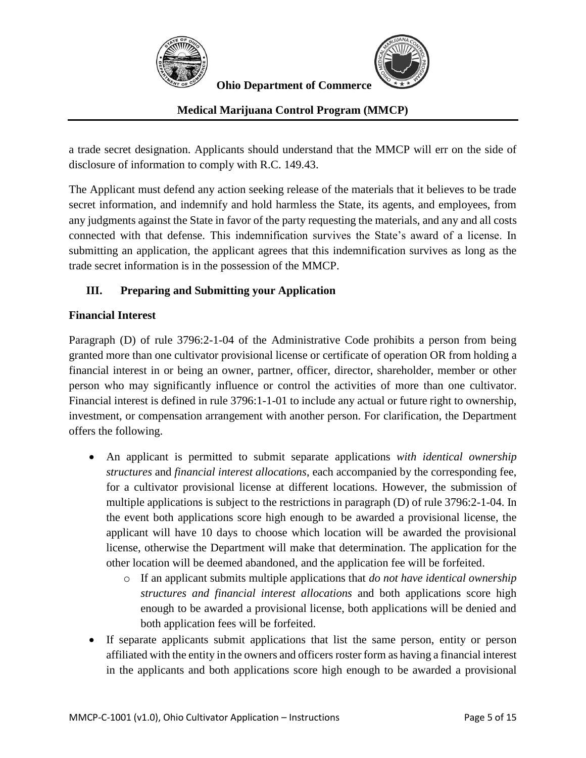a trade secret designation. Applicants should understand that the MMCP will err on the side of disclosure of information to comply with R.C. 149.43.

The Applicant must defend any action seeking release of the materials that it believes to be trade secret information, and indemnify and hold harmless the State, its agents, and employees, from any judgments against the State in favor of the party requesting the materials, and any and all costs connected with that defense. This indemnification survives the State's award of a license. In submitting an application, the applicant agrees that this indemnification survives as long as the trade secret information is in the possession of the MMCP.

## III. Preparing and Submitting your Application

### Financial Interest

Paragraph (D) of rule 3796:2-1-04 of the Administrative Code prohibits a person from being granted more than one cultivator provisional license or certificate of operation OR from holding a financial interest in or being an owner, partner, officer, director, shareholder, member or other person who may significantly influence or control the activities of more than one cultivator. Financial interest is defined in rule 3796:1-1-01 to include any actual or future right to ownership, investment, or compensation arrangement with another person. For clarification, the Department offers the following.

- An applicant is permitted to submit separate applications *with identical ownership structures* and *financial interest allocations*, each accompanied by the corresponding fee, for a cultivator provisional license at different locations. However, the submission of multiple applications is subject to the restrictions in paragraph (D) of rule 3796:2-1-04. In the event both applications score high enough to be awarded a provisional license, the applicant will have 10 days to choose which location will be awarded the provisional license, otherwise the Department will make that determination. The application for the other location will be deemed abandoned, and the application fee will be forfeited.
    - If an applicant submits multiple applications that *do not have identical ownership structures and financial interest allocations* and both applications score high enough to be awarded a provisional license, both applications will be denied and both application fees will be forfeited.
- If separate applicants submit applications that list the same person, entity or person affiliated with the entity in the owners and officers roster form as having a financial interest in the applicants and both applications score high enough to be awarded a provisional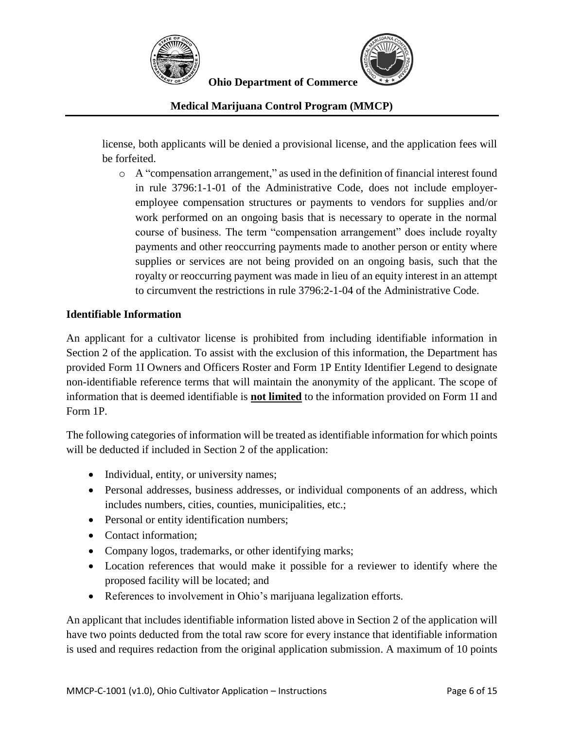license, both applicants will be denied a provisional license, and the application fees will be forfeited.

- A "compensation arrangement," as used in the definition of financial interest found in rule 3796:1-1-01 of the Administrative Code, does not include employer-employee compensation structures or payments to vendors for supplies and/or work performed on an ongoing basis that is necessary to operate in the normal course of business. The term "compensation arrangement" does include royalty payments and other reoccurring payments made to another person or entity where supplies or services are not being provided on an ongoing basis, such that the royalty or reoccurring payment was made in lieu of an equity interest in an attempt to circumvent the restrictions in rule 3796:2-1-04 of the Administrative Code.

**Identifiable Information**

An applicant for a cultivator license is prohibited from including identifiable information in Section 2 of the application. To assist with the exclusion of this information, the Department has provided Form 1I Owners and Officers Roster and Form 1P Entity Identifier Legend to designate non-identifiable reference terms that will maintain the anonymity of the applicant. The scope of information that is deemed identifiable is **not limited** to the information provided on Form 1I and Form 1P.

The following categories of information will be treated as identifiable information for which points will be deducted if included in Section 2 of the application:

- Individual, entity, or university names;
- Personal addresses, business addresses, or individual components of an address, which includes numbers, cities, counties, municipalities, etc.;
- Personal or entity identification numbers;
- Contact information;
- Company logos, trademarks, or other identifying marks;
- Location references that would make it possible for a reviewer to identify where the proposed facility will be located; and
- References to involvement in Ohio's marijuana legalization efforts.

An applicant that includes identifiable information listed above in Section 2 of the application will have two points deducted from the total raw score for every instance that identifiable information is used and requires redaction from the original application submission. A maximum of 10 points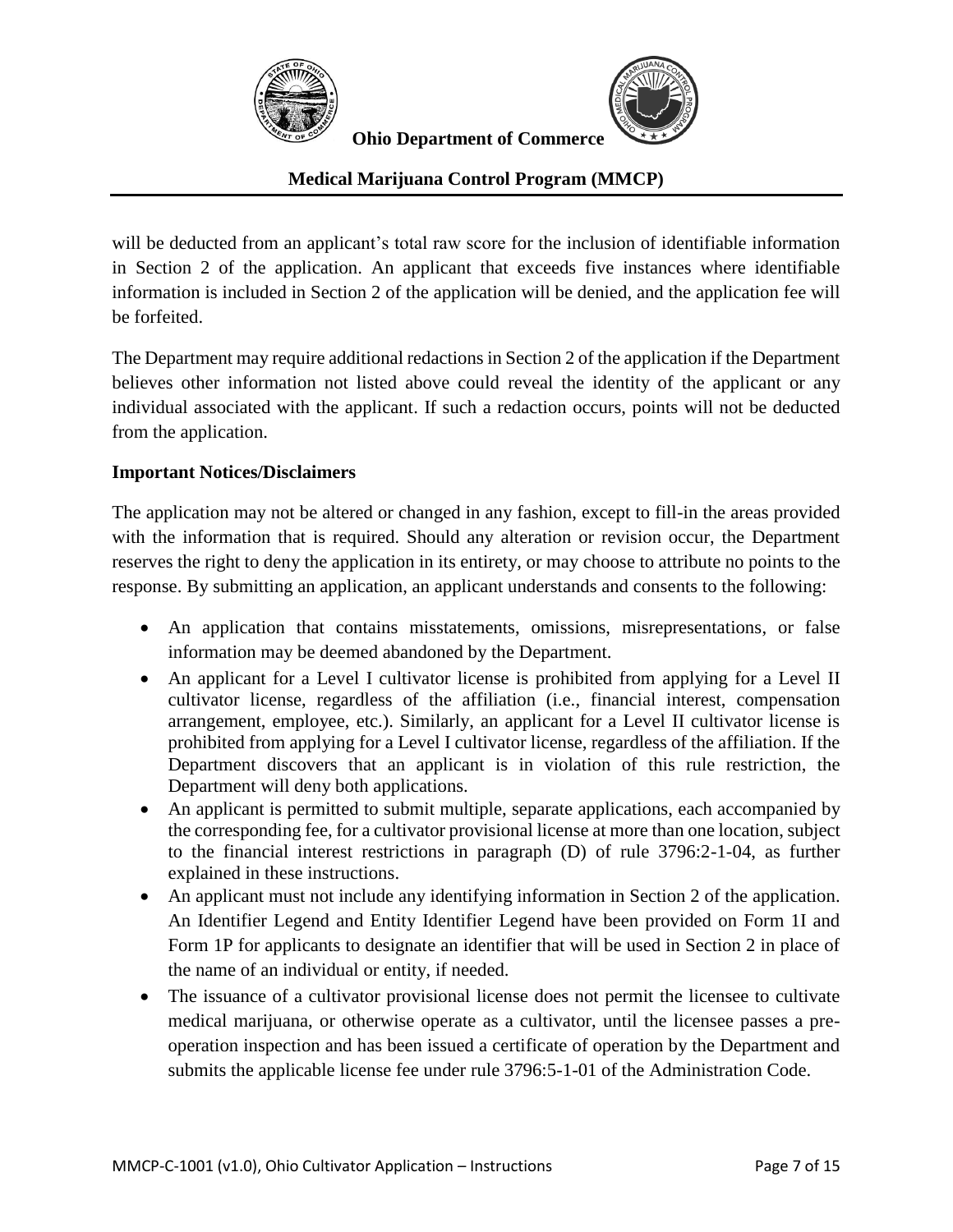will be deducted from an applicant's total raw score for the inclusion of identifiable information in Section 2 of the application. An applicant that exceeds five instances where identifiable information is included in Section 2 of the application will be denied, and the application fee will be forfeited.

The Department may require additional redactions in Section 2 of the application if the Department believes other information not listed above could reveal the identity of the applicant or any individual associated with the applicant. If such a redaction occurs, points will not be deducted from the application.

**Important Notices/Disclaimers**

The application may not be altered or changed in any fashion, except to fill-in the areas provided with the information that is required. Should any alteration or revision occur, the Department reserves the right to deny the application in its entirety, or may choose to attribute no points to the response. By submitting an application, an applicant understands and consents to the following:

- An application that contains misstatements, omissions, misrepresentations, or false information may be deemed abandoned by the Department.
- An applicant for a Level I cultivator license is prohibited from applying for a Level II cultivator license, regardless of the affiliation (i.e., financial interest, compensation arrangement, employee, etc.). Similarly, an applicant for a Level II cultivator license is prohibited from applying for a Level I cultivator license, regardless of the affiliation. If the Department discovers that an applicant is in violation of this rule restriction, the Department will deny both applications.
- An applicant is permitted to submit multiple, separate applications, each accompanied by the corresponding fee, for a cultivator provisional license at more than one location, subject to the financial interest restrictions in paragraph (D) of rule 3796:2-1-04, as further explained in these instructions.
- An applicant must not include any identifying information in Section 2 of the application. An Identifier Legend and Entity Identifier Legend have been provided on Form 1I and Form 1P for applicants to designate an identifier that will be used in Section 2 in place of the name of an individual or entity, if needed.
- The issuance of a cultivator provisional license does not permit the licensee to cultivate medical marijuana, or otherwise operate as a cultivator, until the licensee passes a pre-operation inspection and has been issued a certificate of operation by the Department and submits the applicable license fee under rule 3796:5-1-01 of the Administration Code.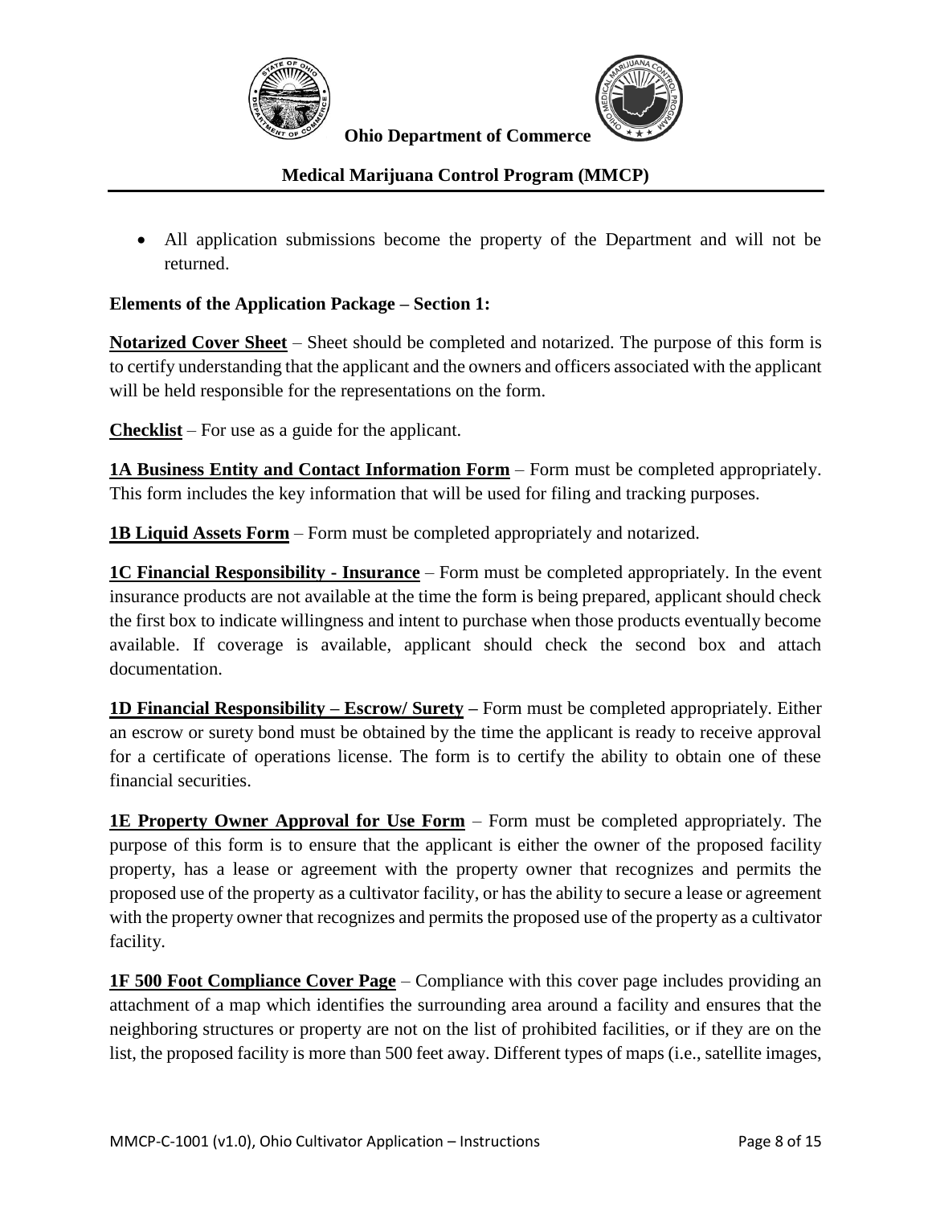- All application submissions become the property of the Department and will not be returned.

**Elements of the Application Package – Section 1:**

**Notarized Cover Sheet** – Sheet should be completed and notarized. The purpose of this form is to certify understanding that the applicant and the owners and officers associated with the applicant will be held responsible for the representations on the form.

**Checklist** – For use as a guide for the applicant.

**1A Business Entity and Contact Information Form** – Form must be completed appropriately. This form includes the key information that will be used for filing and tracking purposes.

**1B Liquid Assets Form** – Form must be completed appropriately and notarized.

**1C Financial Responsibility - Insurance** – Form must be completed appropriately. In the event insurance products are not available at the time the form is being prepared, applicant should check the first box to indicate willingness and intent to purchase when those products eventually become available. If coverage is available, applicant should check the second box and attach documentation.

**1D Financial Responsibility – Escrow/ Surety –** Form must be completed appropriately. Either an escrow or surety bond must be obtained by the time the applicant is ready to receive approval for a certificate of operations license. The form is to certify the ability to obtain one of these financial securities.

**1E Property Owner Approval for Use Form** – Form must be completed appropriately. The purpose of this form is to ensure that the applicant is either the owner of the proposed facility property, has a lease or agreement with the property owner that recognizes and permits the proposed use of the property as a cultivator facility, or has the ability to secure a lease or agreement with the property owner that recognizes and permits the proposed use of the property as a cultivator facility.

**1F 500 Foot Compliance Cover Page** – Compliance with this cover page includes providing an attachment of a map which identifies the surrounding area around a facility and ensures that the neighboring structures or property are not on the list of prohibited facilities, or if they are on the list, the proposed facility is more than 500 feet away. Different types of maps (i.e., satellite images,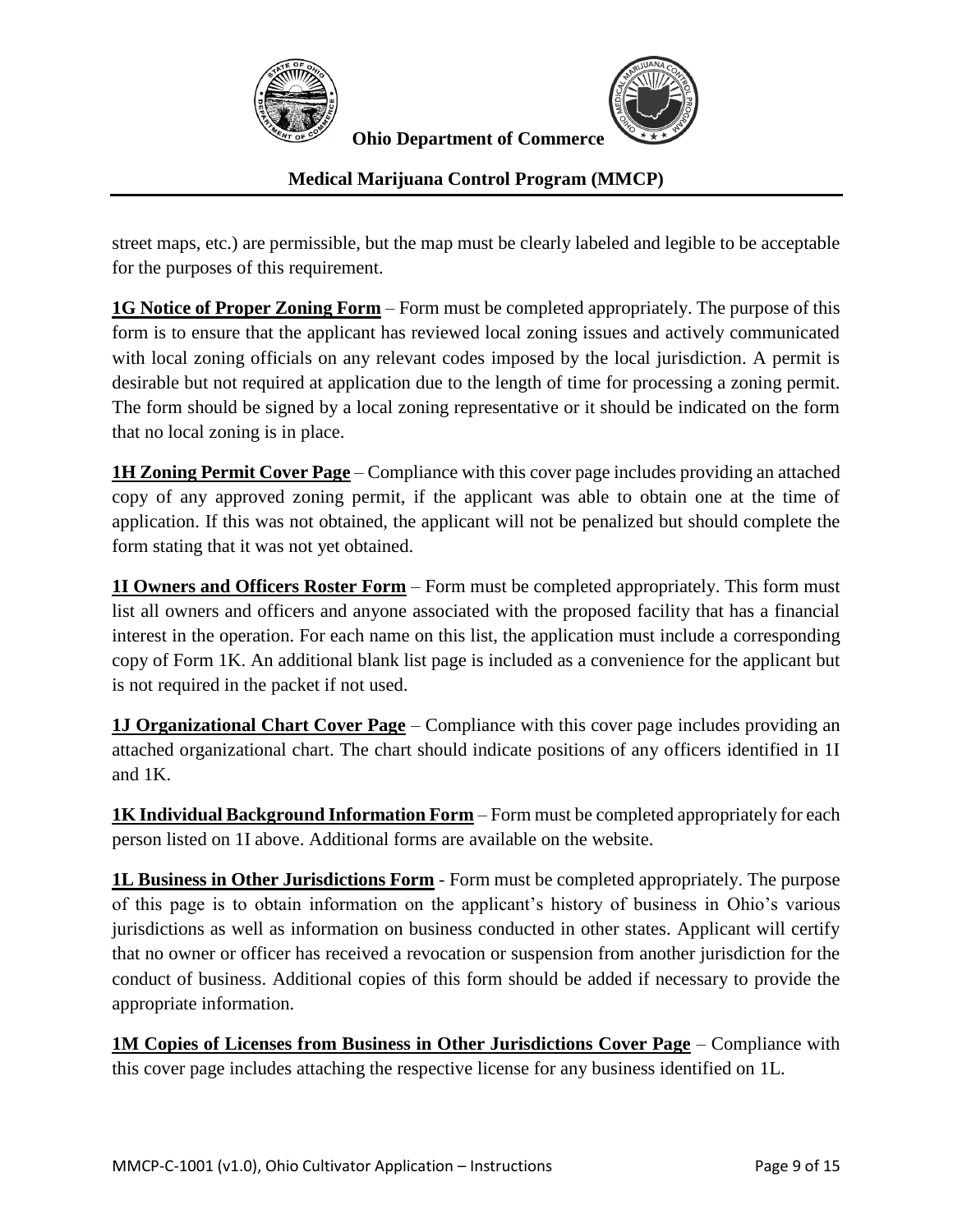street maps, etc.) are permissible, but the map must be clearly labeled and legible to be acceptable for the purposes of this requirement.

**1G Notice of Proper Zoning Form** – Form must be completed appropriately. The purpose of this form is to ensure that the applicant has reviewed local zoning issues and actively communicated with local zoning officials on any relevant codes imposed by the local jurisdiction. A permit is desirable but not required at application due to the length of time for processing a zoning permit. The form should be signed by a local zoning representative or it should be indicated on the form that no local zoning is in place.

**1H Zoning Permit Cover Page** – Compliance with this cover page includes providing an attached copy of any approved zoning permit, if the applicant was able to obtain one at the time of application. If this was not obtained, the applicant will not be penalized but should complete the form stating that it was not yet obtained.

**1I Owners and Officers Roster Form** – Form must be completed appropriately. This form must list all owners and officers and anyone associated with the proposed facility that has a financial interest in the operation. For each name on this list, the application must include a corresponding copy of Form 1K. An additional blank list page is included as a convenience for the applicant but is not required in the packet if not used.

**1J Organizational Chart Cover Page** – Compliance with this cover page includes providing an attached organizational chart. The chart should indicate positions of any officers identified in 1I and 1K.

**1K Individual Background Information Form** – Form must be completed appropriately for each person listed on 1I above. Additional forms are available on the website.

**1L Business in Other Jurisdictions Form** - Form must be completed appropriately. The purpose of this page is to obtain information on the applicant's history of business in Ohio's various jurisdictions as well as information on business conducted in other states. Applicant will certify that no owner or officer has received a revocation or suspension from another jurisdiction for the conduct of business. Additional copies of this form should be added if necessary to provide the appropriate information.

**1M Copies of Licenses from Business in Other Jurisdictions Cover Page** – Compliance with this cover page includes attaching the respective license for any business identified on 1L.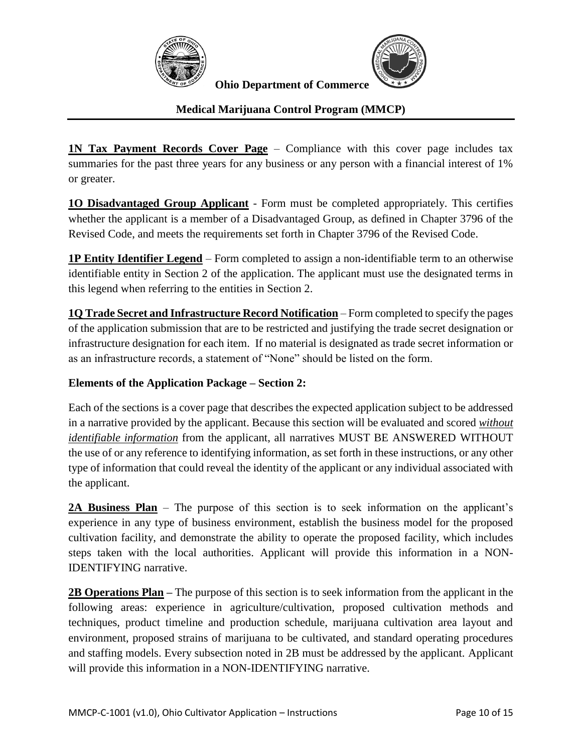**1N Tax Payment Records Cover Page** – Compliance with this cover page includes tax summaries for the past three years for any business or any person with a financial interest of 1% or greater.

**1O Disadvantaged Group Applicant** - Form must be completed appropriately. This certifies whether the applicant is a member of a Disadvantaged Group, as defined in Chapter 3796 of the Revised Code, and meets the requirements set forth in Chapter 3796 of the Revised Code.

**1P Entity Identifier Legend** – Form completed to assign a non-identifiable term to an otherwise identifiable entity in Section 2 of the application. The applicant must use the designated terms in this legend when referring to the entities in Section 2.

**1Q Trade Secret and Infrastructure Record Notification** – Form completed to specify the pages of the application submission that are to be restricted and justifying the trade secret designation or infrastructure designation for each item. If no material is designated as trade secret information or as an infrastructure records, a statement of "None" should be listed on the form.

**Elements of the Application Package – Section 2:**

Each of the sections is a cover page that describes the expected application subject to be addressed in a narrative provided by the applicant. Because this section will be evaluated and scored ***without identifiable information*** from the applicant, all narratives MUST BE ANSWERED WITHOUT the use of or any reference to identifying information, as set forth in these instructions, or any other type of information that could reveal the identity of the applicant or any individual associated with the applicant.

**2A Business Plan** – The purpose of this section is to seek information on the applicant's experience in any type of business environment, establish the business model for the proposed cultivation facility, and demonstrate the ability to operate the proposed facility, which includes steps taken with the local authorities. Applicant will provide this information in a NON-IDENTIFYING narrative.

**2B Operations Plan** – The purpose of this section is to seek information from the applicant in the following areas: experience in agriculture/cultivation, proposed cultivation methods and techniques, product timeline and production schedule, marijuana cultivation area layout and environment, proposed strains of marijuana to be cultivated, and standard operating procedures and staffing models. Every subsection noted in 2B must be addressed by the applicant. Applicant will provide this information in a NON-IDENTIFYING narrative.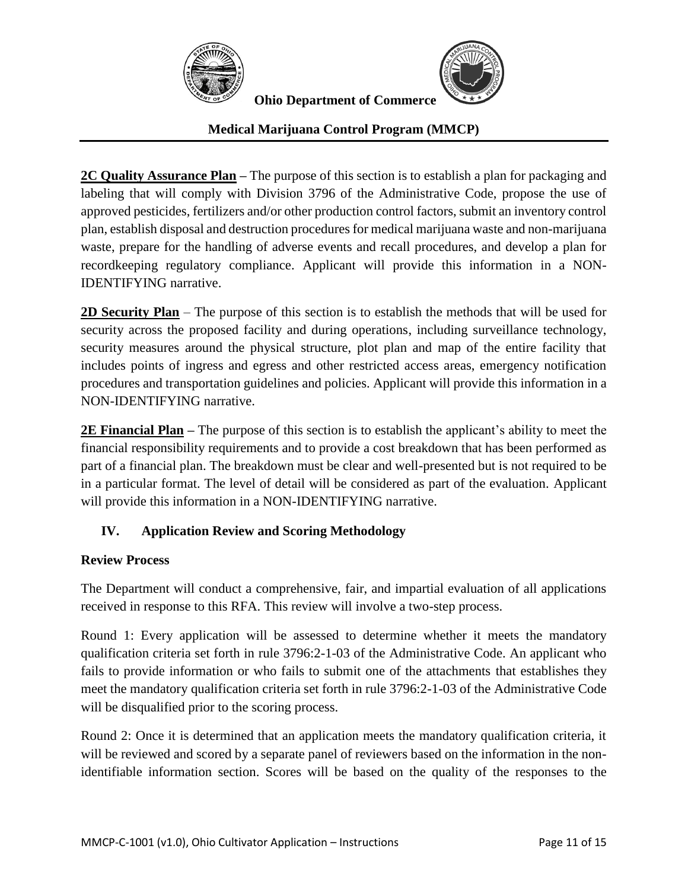**2C Quality Assurance Plan** – The purpose of this section is to establish a plan for packaging and labeling that will comply with Division 3796 of the Administrative Code, propose the use of approved pesticides, fertilizers and/or other production control factors, submit an inventory control plan, establish disposal and destruction procedures for medical marijuana waste and non-marijuana waste, prepare for the handling of adverse events and recall procedures, and develop a plan for recordkeeping regulatory compliance. Applicant will provide this information in a NON-IDENTIFYING narrative.

**2D Security Plan** – The purpose of this section is to establish the methods that will be used for security across the proposed facility and during operations, including surveillance technology, security measures around the physical structure, plot plan and map of the entire facility that includes points of ingress and egress and other restricted access areas, emergency notification procedures and transportation guidelines and policies. Applicant will provide this information in a NON-IDENTIFYING narrative.

**2E Financial Plan** – The purpose of this section is to establish the applicant's ability to meet the financial responsibility requirements and to provide a cost breakdown that has been performed as part of a financial plan. The breakdown must be clear and well-presented but is not required to be in a particular format. The level of detail will be considered as part of the evaluation. Applicant will provide this information in a NON-IDENTIFYING narrative.

## IV. Application Review and Scoring Methodology

### Review Process

The Department will conduct a comprehensive, fair, and impartial evaluation of all applications received in response to this RFA. This review will involve a two-step process.

Round 1: Every application will be assessed to determine whether it meets the mandatory qualification criteria set forth in rule 3796:2-1-03 of the Administrative Code. An applicant who fails to provide information or who fails to submit one of the attachments that establishes they meet the mandatory qualification criteria set forth in rule 3796:2-1-03 of the Administrative Code will be disqualified prior to the scoring process.

Round 2: Once it is determined that an application meets the mandatory qualification criteria, it will be reviewed and scored by a separate panel of reviewers based on the information in the non-identifiable information section. Scores will be based on the quality of the responses to the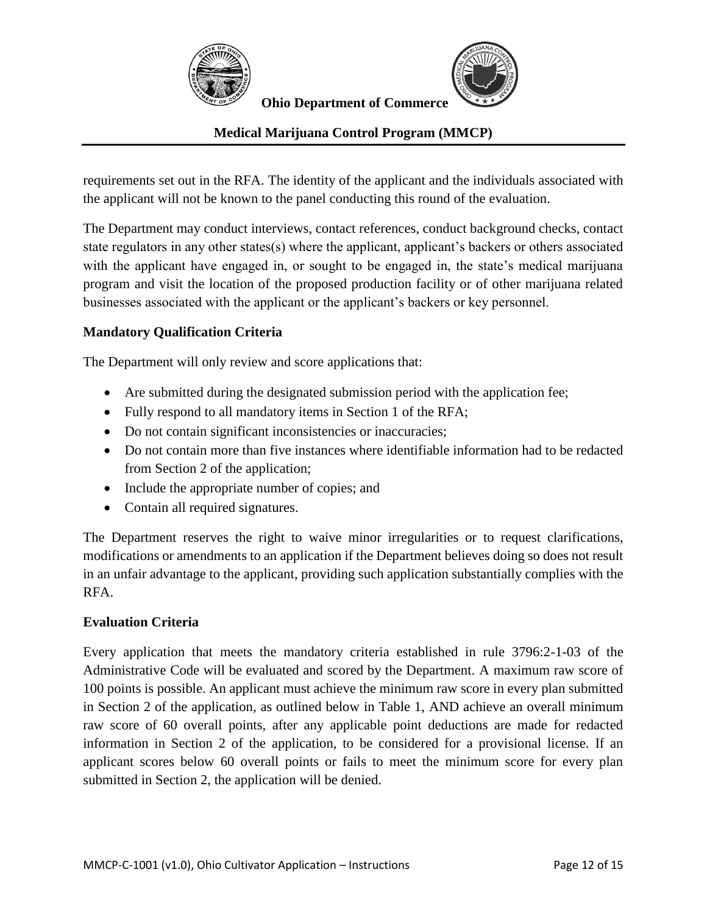requirements set out in the RFA. The identity of the applicant and the individuals associated with the applicant will not be known to the panel conducting this round of the evaluation.

The Department may conduct interviews, contact references, conduct background checks, contact state regulators in any other states(s) where the applicant, applicant's backers or others associated with the applicant have engaged in, or sought to be engaged in, the state's medical marijuana program and visit the location of the proposed production facility or of other marijuana related businesses associated with the applicant or the applicant's backers or key personnel.

### Mandatory Qualification Criteria

The Department will only review and score applications that:

- Are submitted during the designated submission period with the application fee;
- Fully respond to all mandatory items in Section 1 of the RFA;
- Do not contain significant inconsistencies or inaccuracies;
- Do not contain more than five instances where identifiable information had to be redacted from Section 2 of the application;
- Include the appropriate number of copies; and
- Contain all required signatures.

The Department reserves the right to waive minor irregularities or to request clarifications, modifications or amendments to an application if the Department believes doing so does not result in an unfair advantage to the applicant, providing such application substantially complies with the RFA.

### Evaluation Criteria

Every application that meets the mandatory criteria established in rule 3796:2-1-03 of the Administrative Code will be evaluated and scored by the Department. A maximum raw score of 100 points is possible. An applicant must achieve the minimum raw score in every plan submitted in Section 2 of the application, as outlined below in Table 1, AND achieve an overall minimum raw score of 60 overall points, after any applicable point deductions are made for redacted information in Section 2 of the application, to be considered for a provisional license. If an applicant scores below 60 overall points or fails to meet the minimum score for every plan submitted in Section 2, the application will be denied.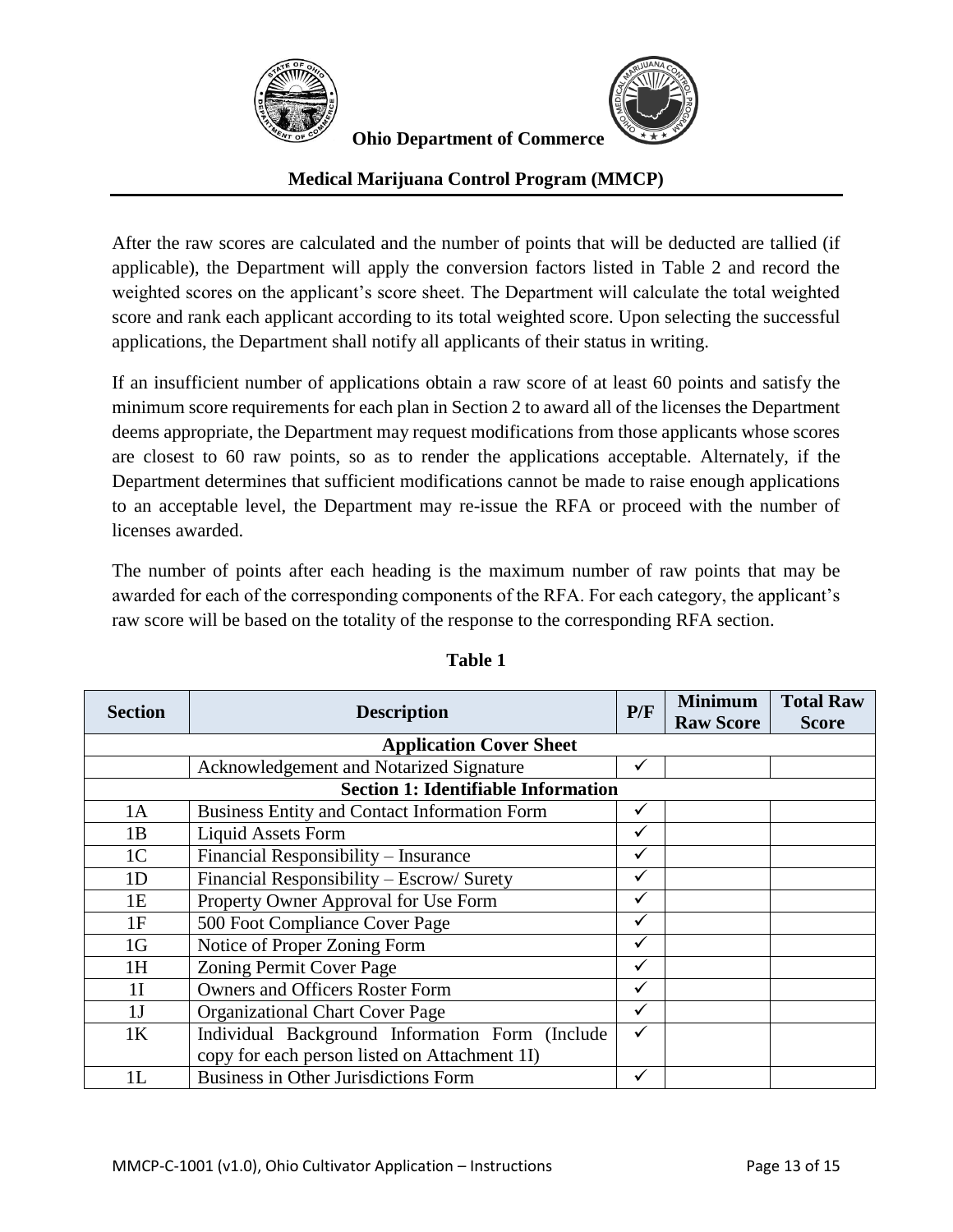After the raw scores are calculated and the number of points that will be deducted are tallied (if applicable), the Department will apply the conversion factors listed in Table 2 and record the weighted scores on the applicant's score sheet. The Department will calculate the total weighted score and rank each applicant according to its total weighted score. Upon selecting the successful applications, the Department shall notify all applicants of their status in writing.

If an insufficient number of applications obtain a raw score of at least 60 points and satisfy the minimum score requirements for each plan in Section 2 to award all of the licenses the Department deems appropriate, the Department may request modifications from those applicants whose scores are closest to 60 raw points, so as to render the applications acceptable. Alternately, if the Department determines that sufficient modifications cannot be made to raise enough applications to an acceptable level, the Department may re-issue the RFA or proceed with the number of licenses awarded.

The number of points after each heading is the maximum number of raw points that may be awarded for each of the corresponding components of the RFA. For each category, the applicant's raw score will be based on the totality of the response to the corresponding RFA section.

**Table 1**

| Section | Description | P/F | Minimum Raw Score | Total Raw Score |
|---|---|---|---|---|
| **Application Cover Sheet** | | | | |
| | Acknowledgement and Notarized Signature | ✓ | | |
| **Section 1: Identifiable Information** | | | | |
| 1A | Business Entity and Contact Information Form | ✓ | | |
| 1B | Liquid Assets Form | ✓ | | |
| 1C | Financial Responsibility – Insurance | ✓ | | |
| 1D | Financial Responsibility – Escrow/ Surety | ✓ | | |
| 1E | Property Owner Approval for Use Form | ✓ | | |
| 1F | 500 Foot Compliance Cover Page | ✓ | | |
| 1G | Notice of Proper Zoning Form | ✓ | | |
| 1H | Zoning Permit Cover Page | ✓ | | |
| 1I | Owners and Officers Roster Form | ✓ | | |
| 1J | Organizational Chart Cover Page | ✓ | | |
| 1K | Individual Background Information Form (Include copy for each person listed on Attachment 1I) | ✓ | | |
| 1L | Business in Other Jurisdictions Form | ✓ | | |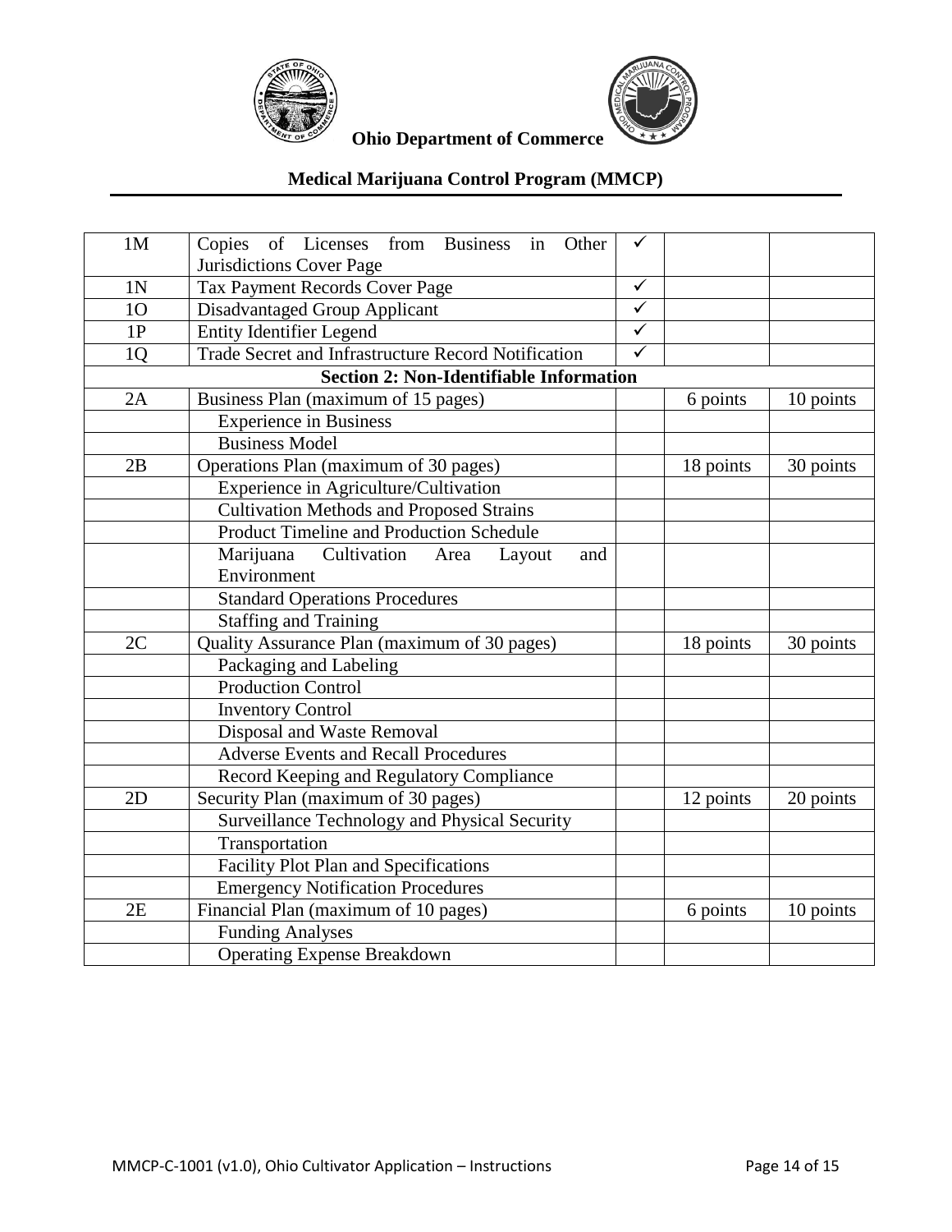**Ohio Department of Commerce**

**Medical Marijuana Control Program (MMCP)**

| | | | | |
|---|---|---|---|---|
| 1M | Copies of Licenses from Business in Other Jurisdictions Cover Page | ✓ | | |
| 1N | Tax Payment Records Cover Page | ✓ | | |
| 1O | Disadvantaged Group Applicant | ✓ | | |
| 1P | Entity Identifier Legend | ✓ | | |
| 1Q | Trade Secret and Infrastructure Record Notification | ✓ | | |
| **Section 2: Non-Identifiable Information** | | | | |
| 2A | Business Plan (maximum of 15 pages) | | 6 points | 10 points |
| | Experience in Business | | | |
| | Business Model | | | |
| 2B | Operations Plan (maximum of 30 pages) | | 18 points | 30 points |
| | Experience in Agriculture/Cultivation | | | |
| | Cultivation Methods and Proposed Strains | | | |
| | Product Timeline and Production Schedule | | | |
| | Marijuana Cultivation Area Layout and Environment | | | |
| | Standard Operations Procedures | | | |
| | Staffing and Training | | | |
| 2C | Quality Assurance Plan (maximum of 30 pages) | | 18 points | 30 points |
| | Packaging and Labeling | | | |
| | Production Control | | | |
| | Inventory Control | | | |
| | Disposal and Waste Removal | | | |
| | Adverse Events and Recall Procedures | | | |
| | Record Keeping and Regulatory Compliance | | | |
| 2D | Security Plan (maximum of 30 pages) | | 12 points | 20 points |
| | Surveillance Technology and Physical Security | | | |
| | Transportation | | | |
| | Facility Plot Plan and Specifications | | | |
| | Emergency Notification Procedures | | | |
| 2E | Financial Plan (maximum of 10 pages) | | 6 points | 10 points |
| | Funding Analyses | | | |
| | Operating Expense Breakdown | | | |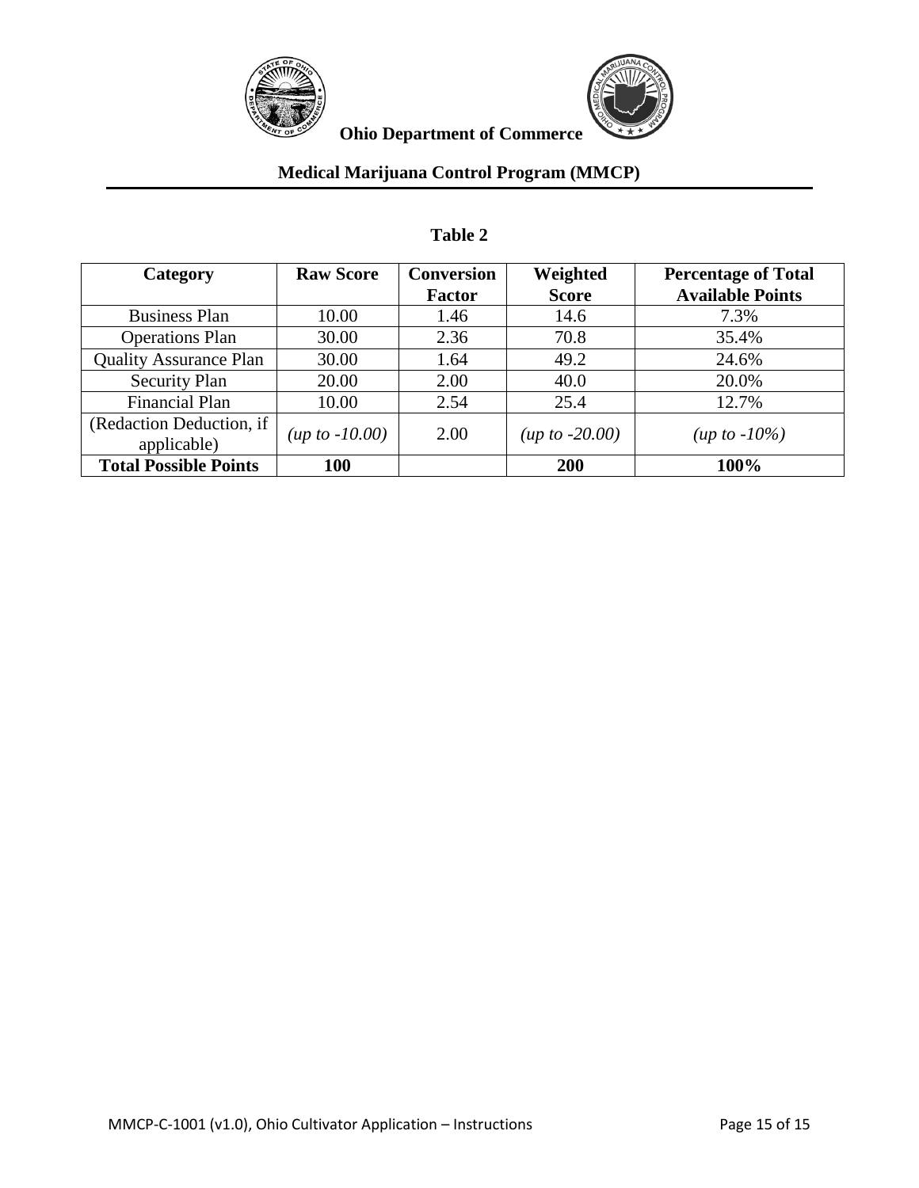**Ohio Department of Commerce**

**Medical Marijuana Control Program (MMCP)**

**Table 2**

| **Category** | **Raw Score** | **Conversion Factor** | **Weighted Score** | **Percentage of Total Available Points** |
|---|---|---|---|---|
| Business Plan | 10.00 | 1.46 | 14.6 | 7.3% |
| Operations Plan | 30.00 | 2.36 | 70.8 | 35.4% |
| Quality Assurance Plan | 30.00 | 1.64 | 49.2 | 24.6% |
| Security Plan | 20.00 | 2.00 | 40.0 | 20.0% |
| Financial Plan | 10.00 | 2.54 | 25.4 | 12.7% |
| (Redaction Deduction, if applicable) | *(up to -10.00)* | 2.00 | *(up to -20.00)* | *(up to -10%)* |
| **Total Possible Points** | **100** | | **200** | **100%** |